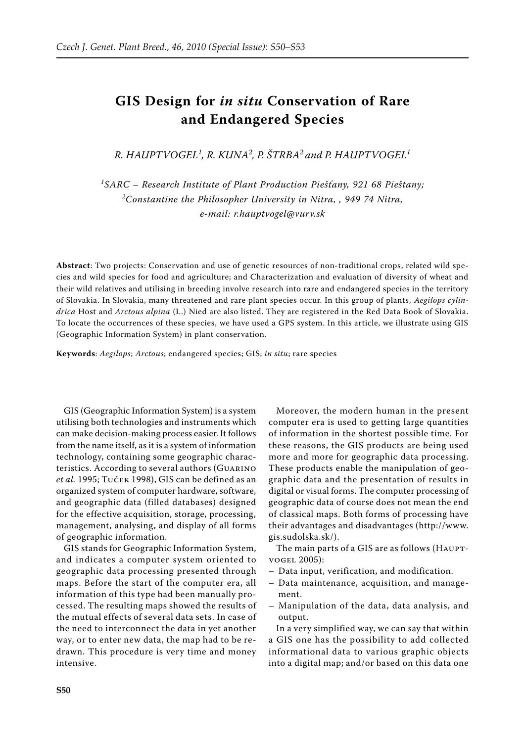# GIS Design for *in situ* Conservation of Rare and Endangered Species

*R. HAUPTVOGEL[1], R. KUNA[2], P. ŠTRBA[2] and P. HAUPTVOGEL[1]*

[1]*SARC – Research Institute of Plant Production Piešťany, 921 68 Piešťany;*
[2]*Constantine the Philosopher University in Nitra, , 949 74 Nitra,*
*e-mail: r.hauptvogel@vurv.sk*

**Abstract**: Two projects: Conservation and use of genetic resources of non-traditional crops, related wild species and wild species for food and agriculture; and Characterization and evaluation of diversity of wheat and their wild relatives and utilising in breeding involve research into rare and endangered species in the territory of Slovakia. In Slovakia, many threatened and rare plant species occur. In this group of plants, *Aegilops cylindrica* Host and *Arctous alpina* (L.) Nied are also listed. They are registered in the Red Data Book of Slovakia. To locate the occurrences of these species, we have used a GPS system. In this article, we illustrate using GIS (Geographic Information System) in plant conservation.

**Keywords**: *Aegilops*; *Arctous*; endangered species; GIS; *in situ*; rare species

GIS (Geographic Information System) is a system utilising both technologies and instruments which can make decision-making process easier. It follows from the name itself, as it is a system of information technology, containing some geographic characteristics. According to several authors (Guarino *et al.* 1995; Tuček 1998), GIS can be defined as an organized system of computer hardware, software, and geographic data (filled databases) designed for the effective acquisition, storage, processing, management, analysing, and display of all forms of geographic information.

GIS stands for Geographic Information System, and indicates a computer system oriented to geographic data processing presented through maps. Before the start of the computer era, all information of this type had been manually processed. The resulting maps showed the results of the mutual effects of several data sets. In case of the need to interconnect the data in yet another way, or to enter new data, the map had to be redrawn. This procedure is very time and money intensive.

Moreover, the modern human in the present computer era is used to getting large quantities of information in the shortest possible time. For these reasons, the GIS products are being used more and more for geographic data processing. These products enable the manipulation of geographic data and the presentation of results in digital or visual forms. The computer processing of geographic data of course does not mean the end of classical maps. Both forms of processing have their advantages and disadvantages (http://www.gis.sudolska.sk/).

The main parts of a GIS are as follows (Hauptvogel 2005):

- Data input, verification, and modification.
- Data maintenance, acquisition, and management.
- Manipulation of the data, data analysis, and output.

In a very simplified way, we can say that within a GIS one has the possibility to add collected informational data to various graphic objects into a digital map; and/or based on this data one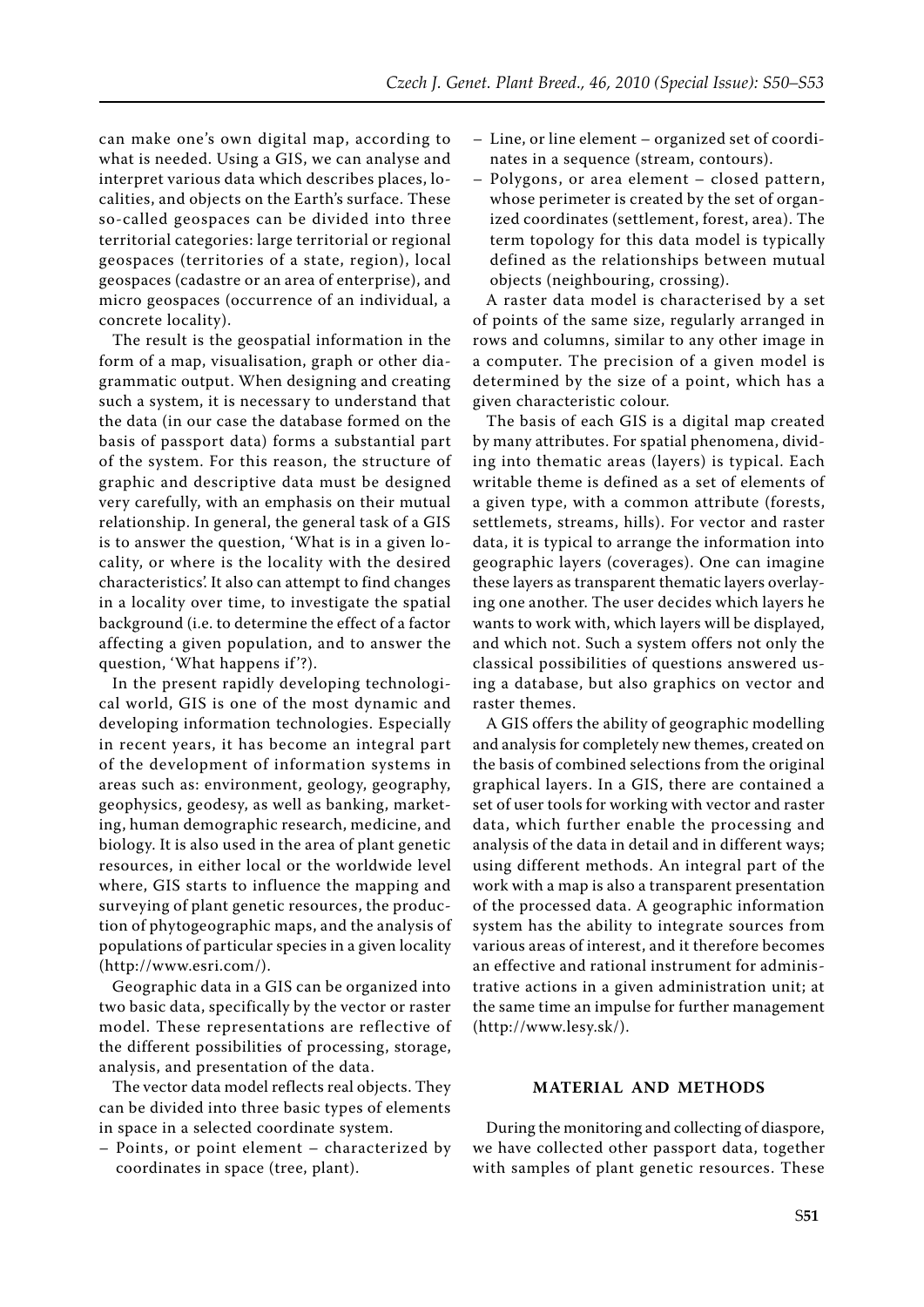can make one's own digital map, according to what is needed. Using a GIS, we can analyse and interpret various data which describes places, localities, and objects on the Earth's surface. These so-called geospaces can be divided into three territorial categories: large territorial or regional geospaces (territories of a state, region), local geospaces (cadastre or an area of enterprise), and micro geospaces (occurrence of an individual, a concrete locality).

The result is the geospatial information in the form of a map, visualisation, graph or other diagrammatic output. When designing and creating such a system, it is necessary to understand that the data (in our case the database formed on the basis of passport data) forms a substantial part of the system. For this reason, the structure of graphic and descriptive data must be designed very carefully, with an emphasis on their mutual relationship. In general, the general task of a GIS is to answer the question, 'What is in a given locality, or where is the locality with the desired characteristics'. It also can attempt to find changes in a locality over time, to investigate the spatial background (i.e. to determine the effect of a factor affecting a given population, and to answer the question, 'What happens if'?).

In the present rapidly developing technological world, GIS is one of the most dynamic and developing information technologies. Especially in recent years, it has become an integral part of the development of information systems in areas such as: environment, geology, geography, geophysics, geodesy, as well as banking, marketing, human demographic research, medicine, and biology. It is also used in the area of plant genetic resources, in either local or the worldwide level where, GIS starts to influence the mapping and surveying of plant genetic resources, the production of phytogeographic maps, and the analysis of populations of particular species in a given locality (http://www.esri.com/).

Geographic data in a GIS can be organized into two basic data, specifically by the vector or raster model. These representations are reflective of the different possibilities of processing, storage, analysis, and presentation of the data.

The vector data model reflects real objects. They can be divided into three basic types of elements in space in a selected coordinate system.

- Points, or point element – characterized by coordinates in space (tree, plant).
- Line, or line element – organized set of coordinates in a sequence (stream, contours).
- Polygons, or area element – closed pattern, whose perimeter is created by the set of organized coordinates (settlement, forest, area). The term topology for this data model is typically defined as the relationships between mutual objects (neighbouring, crossing).

A raster data model is characterised by a set of points of the same size, regularly arranged in rows and columns, similar to any other image in a computer. The precision of a given model is determined by the size of a point, which has a given characteristic colour.

The basis of each GIS is a digital map created by many attributes. For spatial phenomena, dividing into thematic areas (layers) is typical. Each writable theme is defined as a set of elements of a given type, with a common attribute (forests, settlemets, streams, hills). For vector and raster data, it is typical to arrange the information into geographic layers (coverages). One can imagine these layers as transparent thematic layers overlaying one another. The user decides which layers he wants to work with, which layers will be displayed, and which not. Such a system offers not only the classical possibilities of questions answered using a database, but also graphics on vector and raster themes.

A GIS offers the ability of geographic modelling and analysis for completely new themes, created on the basis of combined selections from the original graphical layers. In a GIS, there are contained a set of user tools for working with vector and raster data, which further enable the processing and analysis of the data in detail and in different ways; using different methods. An integral part of the work with a map is also a transparent presentation of the processed data. A geographic information system has the ability to integrate sources from various areas of interest, and it therefore becomes an effective and rational instrument for administrative actions in a given administration unit; at the same time an impulse for further management (http://www.lesy.sk/).

## MATERIAL AND METHODS

During the monitoring and collecting of diaspore, we have collected other passport data, together with samples of plant genetic resources. These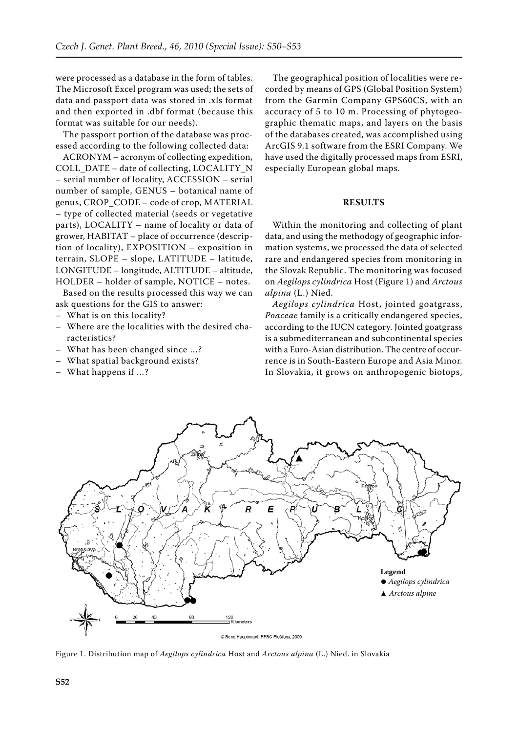were processed as a database in the form of tables. The Microsoft Excel program was used; the sets of data and passport data was stored in .xls format and then exported in .dbf format (because this format was suitable for our needs).

The passport portion of the database was processed according to the following collected data:

ACRONYM – acronym of collecting expedition, COLL_DATE – date of collecting, LOCALITY_N – serial number of locality, ACCESSION – serial number of sample, GENUS – botanical name of genus, CROP_CODE – code of crop, MATERIAL – type of collected material (seeds or vegetative parts), LOCALITY – name of locality or data of grower, HABITAT – place of occurrence (description of locality), EXPOSITION – exposition in terrain, SLOPE – slope, LATITUDE – latitude, LONGITUDE – longitude, ALTITUDE – altitude, HOLDER – holder of sample, NOTICE – notes.

Based on the results processed this way we can ask questions for the GIS to answer:

- What is on this locality?
- Where are the localities with the desired characteristics?
- What has been changed since …?
- What spatial background exists?
- What happens if …?

The geographical position of localities were recorded by means of GPS (Global Position System) from the Garmin Company GPS60CS, with an accuracy of 5 to 10 m. Processing of phytogeographic thematic maps, and layers on the basis of the databases created, was accomplished using ArcGIS 9.1 software from the ESRI Company. We have used the digitally processed maps from ESRI, especially European global maps.

## RESULTS

Within the monitoring and collecting of plant data, and using the methodogy of geographic information systems, we processed the data of selected rare and endangered species from monitoring in the Slovak Republic. The monitoring was focused on *Aegilops cylindrica* Host (Figure 1) and *Arctous alpina* (L.) Nied.

*Aegilops cylindrica* Host, jointed goatgrass, *Poaceae* family is a critically endangered species, according to the IUCN category. Jointed goatgrass is a submediterranean and subcontinental species with a Euro-Asian distribution. The centre of occurrence is in South-Eastern Europe and Asia Minor. In Slovakia, it grows on anthropogenic biotops,

Figure 1. Distribution map of *Aegilops cylindrica* Host and *Arctous alpina* (L.) Nied. in Slovakia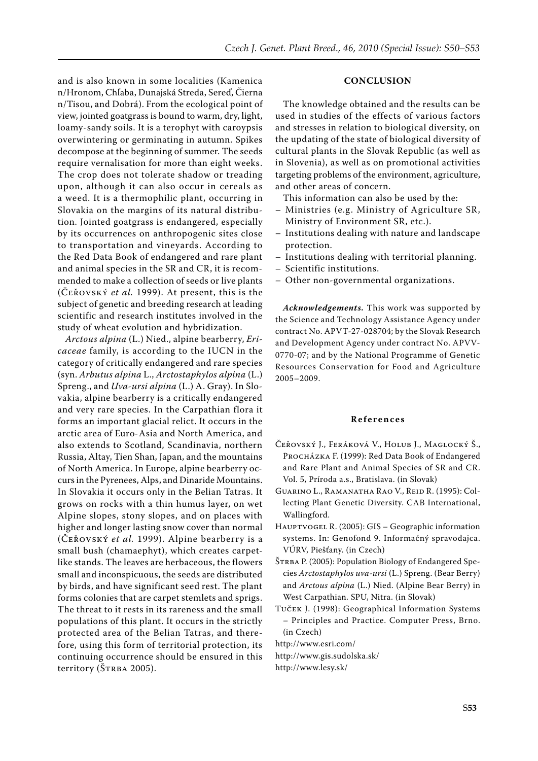and is also known in some localities (Kamenica n/Hronom, Chľaba, Dunajská Streda, Sereď, Čierna n/Tisou, and Dobrá). From the ecological point of view, jointed goatgrass is bound to warm, dry, light, loamy-sandy soils. It is a terophyt with caroypsis overwintering or germinating in autumn. Spikes decompose at the beginning of summer. The seeds require vernalisation for more than eight weeks. The crop does not tolerate shadow or treading upon, although it can also occur in cereals as a weed. It is a thermophilic plant, occurring in Slovakia on the margins of its natural distribution. Jointed goatgrass is endangered, especially by its occurrences on anthropogenic sites close to transportation and vineyards. According to the Red Data Book of endangered and rare plant and animal species in the SR and CR, it is recommended to make a collection of seeds or live plants (Čeřovský *et al.* 1999). At present, this is the subject of genetic and breeding research at leading scientific and research institutes involved in the study of wheat evolution and hybridization.

*Arctous alpina* (L.) Nied., alpine bearberry, *Ericaceae* family, is according to the IUCN in the category of critically endangered and rare species (syn. *Arbutus alpina* L., *Arctostaphylos alpina* (L.) Spreng., and *Uva-ursi alpina* (L.) A. Gray). In Slovakia, alpine bearberry is a critically endangered and very rare species. In the Carpathian flora it forms an important glacial relict. It occurs in the arctic area of Euro-Asia and North America, and also extends to Scotland, Scandinavia, northern Russia, Altay, Tien Shan, Japan, and the mountains of North America. In Europe, alpine bearberry occurs in the Pyrenees, Alps, and Dinaride Mountains. In Slovakia it occurs only in the Belian Tatras. It grows on rocks with a thin humus layer, on wet Alpine slopes, stony slopes, and on places with higher and longer lasting snow cover than normal (Čeřovský *et al.* 1999). Alpine bearberry is a small bush (chamaephyt), which creates carpet-like stands. The leaves are herbaceous, the flowers small and inconspicuous, the seeds are distributed by birds, and have significant seed rest. The plant forms colonies that are carpet stemlets and sprigs. The threat to it rests in its rareness and the small populations of this plant. It occurs in the strictly protected area of the Belian Tatras, and therefore, using this form of territorial protection, its continuing occurrence should be ensured in this territory (Štrba 2005).

## CONCLUSION

The knowledge obtained and the results can be used in studies of the effects of various factors and stresses in relation to biological diversity, on the updating of the state of biological diversity of cultural plants in the Slovak Republic (as well as in Slovenia), as well as on promotional activities targeting problems of the environment, agriculture, and other areas of concern.

This information can also be used by the:

- Ministries (e.g. Ministry of Agriculture SR, Ministry of Environment SR, etc.).
- Institutions dealing with nature and landscape protection.
- Institutions dealing with territorial planning.
- Scientific institutions.
- Other non-governmental organizations.

***Acknowledgements.*** This work was supported by the Science and Technology Assistance Agency under contract No. APVT-27-028704; by the Slovak Research and Development Agency under contract No. APVV-0770-07; and by the National Programme of Genetic Resources Conservation for Food and Agriculture 2005–2009.

## References

Čeřovský J., Feráková V., Holub J., Maglocký Š., Procházka F. (1999): Red Data Book of Endangered and Rare Plant and Animal Species of SR and CR. Vol. 5, Príroda a.s., Bratislava. (in Slovak)

Guarino L., Ramanatha Rao V., Reid R. (1995): Collecting Plant Genetic Diversity. CAB International, Wallingford.

Hauptvogel R. (2005): GIS – Geographic information systems. In: Genofond 9. Informačný spravodajca. VÚRV, Piešťany. (in Czech)

Štrba P. (2005): Population Biology of Endangered Species *Arctostaphylos uva-ursi* (L.) Spreng. (Bear Berry) and *Arctous alpina* (L.) Nied. (Alpine Bear Berry) in West Carpathian. SPU, Nitra. (in Slovak)

Tuček J. (1998): Geographical Information Systems – Principles and Practice. Computer Press, Brno. (in Czech)

http://www.esri.com/

http://www.gis.sudolska.sk/

http://www.lesy.sk/